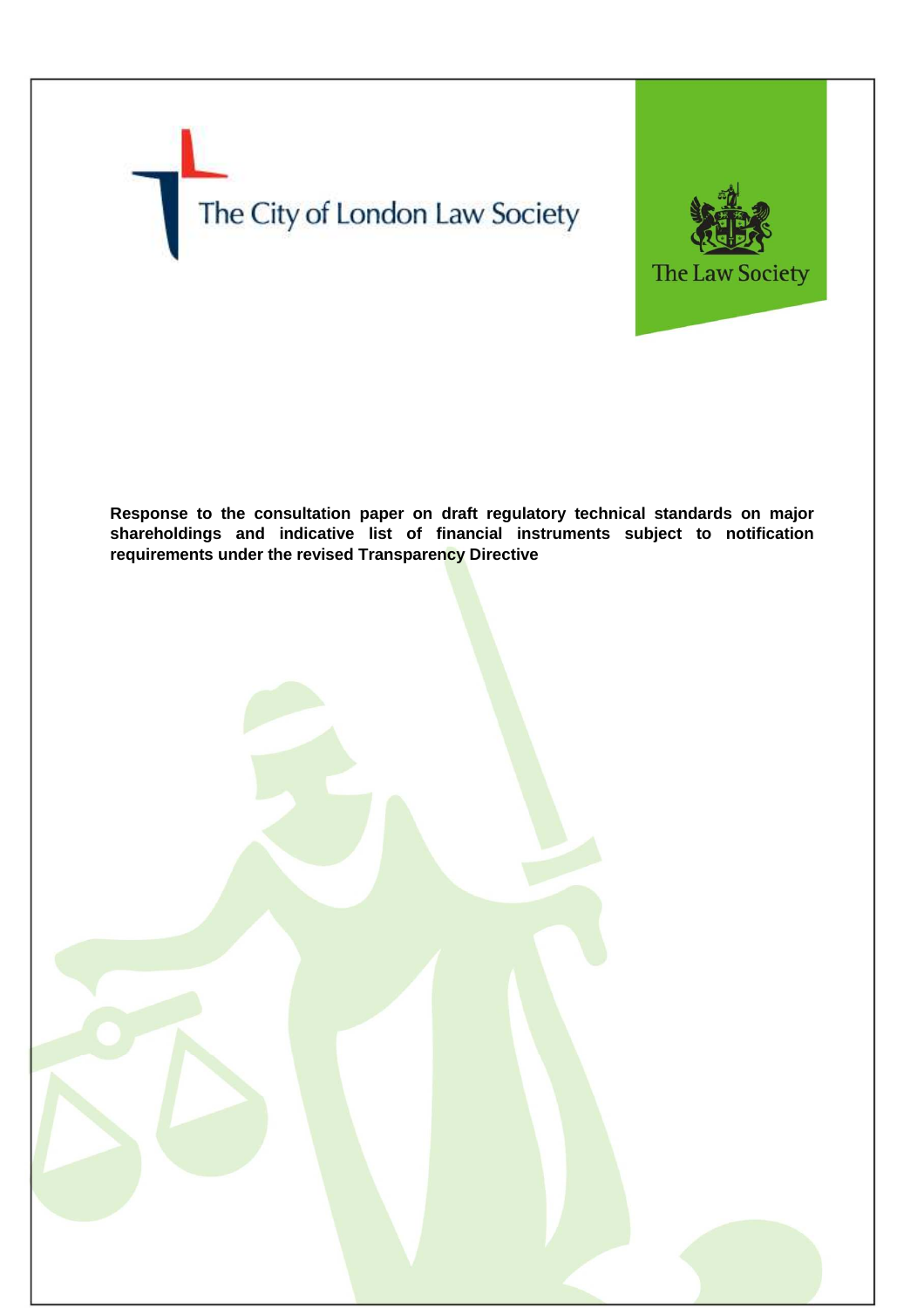The City of London Law Society

The Law Society

**Response to the consultation paper on draft regulatory technical standards on major shareholdings and indicative list of financial instruments subject to notification requirements under the revised Transparency Directive**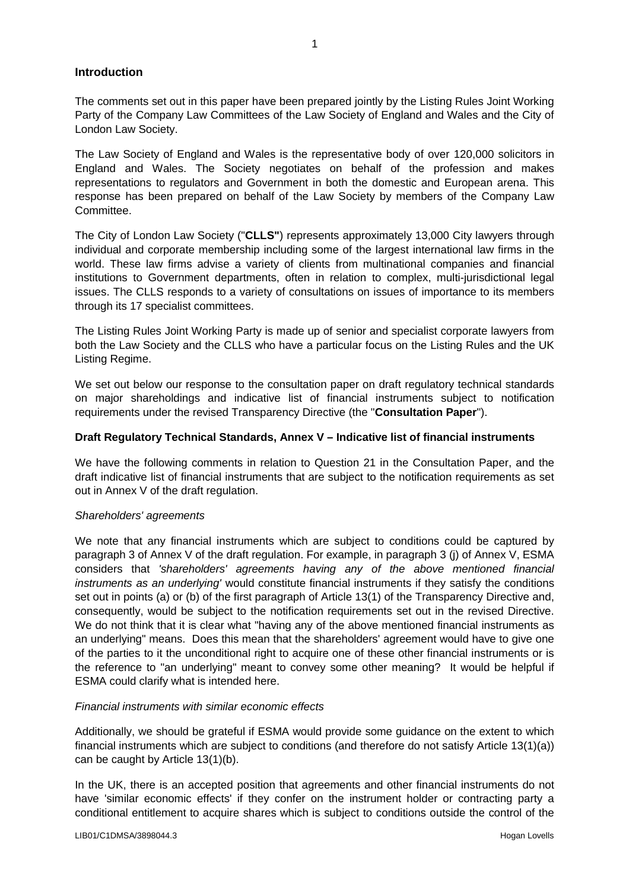## Introduction

The comments set out in this paper have been prepared jointly by the Listing Rules Joint Working Party of the Company Law Committees of the Law Society of England and Wales and the City of London Law Society.

The Law Society of England and Wales is the representative body of over 120,000 solicitors in England and Wales. The Society negotiates on behalf of the profession and makes representations to regulators and Government in both the domestic and European arena. This response has been prepared on behalf of the Law Society by members of the Company Law Committee.

The City of London Law Society ("**CLLS"**) represents approximately 13,000 City lawyers through individual and corporate membership including some of the largest international law firms in the world. These law firms advise a variety of clients from multinational companies and financial institutions to Government departments, often in relation to complex, multi-jurisdictional legal issues. The CLLS responds to a variety of consultations on issues of importance to its members through its 17 specialist committees.

The Listing Rules Joint Working Party is made up of senior and specialist corporate lawyers from both the Law Society and the CLLS who have a particular focus on the Listing Rules and the UK Listing Regime.

We set out below our response to the consultation paper on draft regulatory technical standards on major shareholdings and indicative list of financial instruments subject to notification requirements under the revised Transparency Directive (the "**Consultation Paper**").

## Draft Regulatory Technical Standards, Annex V – Indicative list of financial instruments

We have the following comments in relation to Question 21 in the Consultation Paper, and the draft indicative list of financial instruments that are subject to the notification requirements as set out in Annex V of the draft regulation.

*Shareholders' agreements*

We note that any financial instruments which are subject to conditions could be captured by paragraph 3 of Annex V of the draft regulation. For example, in paragraph 3 (j) of Annex V, ESMA considers that *'shareholders' agreements having any of the above mentioned financial instruments as an underlying'* would constitute financial instruments if they satisfy the conditions set out in points (a) or (b) of the first paragraph of Article 13(1) of the Transparency Directive and, consequently, would be subject to the notification requirements set out in the revised Directive. We do not think that it is clear what "having any of the above mentioned financial instruments as an underlying" means. Does this mean that the shareholders' agreement would have to give one of the parties to it the unconditional right to acquire one of these other financial instruments or is the reference to "an underlying" meant to convey some other meaning? It would be helpful if ESMA could clarify what is intended here.

*Financial instruments with similar economic effects*

Additionally, we should be grateful if ESMA would provide some guidance on the extent to which financial instruments which are subject to conditions (and therefore do not satisfy Article 13(1)(a)) can be caught by Article 13(1)(b).

In the UK, there is an accepted position that agreements and other financial instruments do not have 'similar economic effects' if they confer on the instrument holder or contracting party a conditional entitlement to acquire shares which is subject to conditions outside the control of the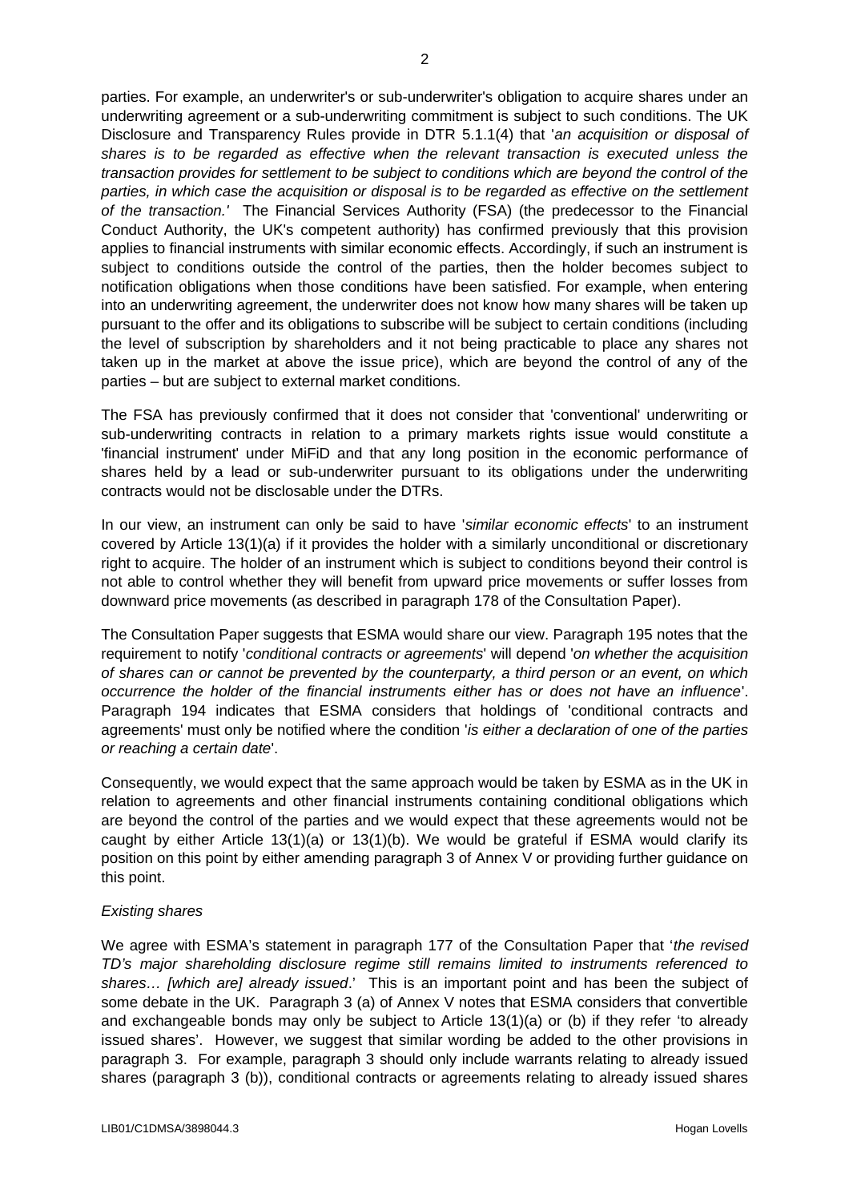parties. For example, an underwriter's or sub-underwriter's obligation to acquire shares under an underwriting agreement or a sub-underwriting commitment is subject to such conditions. The UK Disclosure and Transparency Rules provide in DTR 5.1.1(4) that '*an acquisition or disposal of shares is to be regarded as effective when the relevant transaction is executed unless the transaction provides for settlement to be subject to conditions which are beyond the control of the parties, in which case the acquisition or disposal is to be regarded as effective on the settlement of the transaction.'* The Financial Services Authority (FSA) (the predecessor to the Financial Conduct Authority, the UK's competent authority) has confirmed previously that this provision applies to financial instruments with similar economic effects. Accordingly, if such an instrument is subject to conditions outside the control of the parties, then the holder becomes subject to notification obligations when those conditions have been satisfied. For example, when entering into an underwriting agreement, the underwriter does not know how many shares will be taken up pursuant to the offer and its obligations to subscribe will be subject to certain conditions (including the level of subscription by shareholders and it not being practicable to place any shares not taken up in the market at above the issue price), which are beyond the control of any of the parties – but are subject to external market conditions.

The FSA has previously confirmed that it does not consider that 'conventional' underwriting or sub-underwriting contracts in relation to a primary markets rights issue would constitute a 'financial instrument' under MiFiD and that any long position in the economic performance of shares held by a lead or sub-underwriter pursuant to its obligations under the underwriting contracts would not be disclosable under the DTRs.

In our view, an instrument can only be said to have '*similar economic effects*' to an instrument covered by Article 13(1)(a) if it provides the holder with a similarly unconditional or discretionary right to acquire. The holder of an instrument which is subject to conditions beyond their control is not able to control whether they will benefit from upward price movements or suffer losses from downward price movements (as described in paragraph 178 of the Consultation Paper).

The Consultation Paper suggests that ESMA would share our view. Paragraph 195 notes that the requirement to notify '*conditional contracts or agreements*' will depend '*on whether the acquisition of shares can or cannot be prevented by the counterparty, a third person or an event, on which occurrence the holder of the financial instruments either has or does not have an influence*'. Paragraph 194 indicates that ESMA considers that holdings of 'conditional contracts and agreements' must only be notified where the condition '*is either a declaration of one of the parties or reaching a certain date*'.

Consequently, we would expect that the same approach would be taken by ESMA as in the UK in relation to agreements and other financial instruments containing conditional obligations which are beyond the control of the parties and we would expect that these agreements would not be caught by either Article 13(1)(a) or 13(1)(b). We would be grateful if ESMA would clarify its position on this point by either amending paragraph 3 of Annex V or providing further guidance on this point.

*Existing shares*

We agree with ESMA's statement in paragraph 177 of the Consultation Paper that '*the revised TD's major shareholding disclosure regime still remains limited to instruments referenced to shares… [which are] already issued*.' This is an important point and has been the subject of some debate in the UK. Paragraph 3 (a) of Annex V notes that ESMA considers that convertible and exchangeable bonds may only be subject to Article 13(1)(a) or (b) if they refer 'to already issued shares'. However, we suggest that similar wording be added to the other provisions in paragraph 3. For example, paragraph 3 should only include warrants relating to already issued shares (paragraph 3 (b)), conditional contracts or agreements relating to already issued shares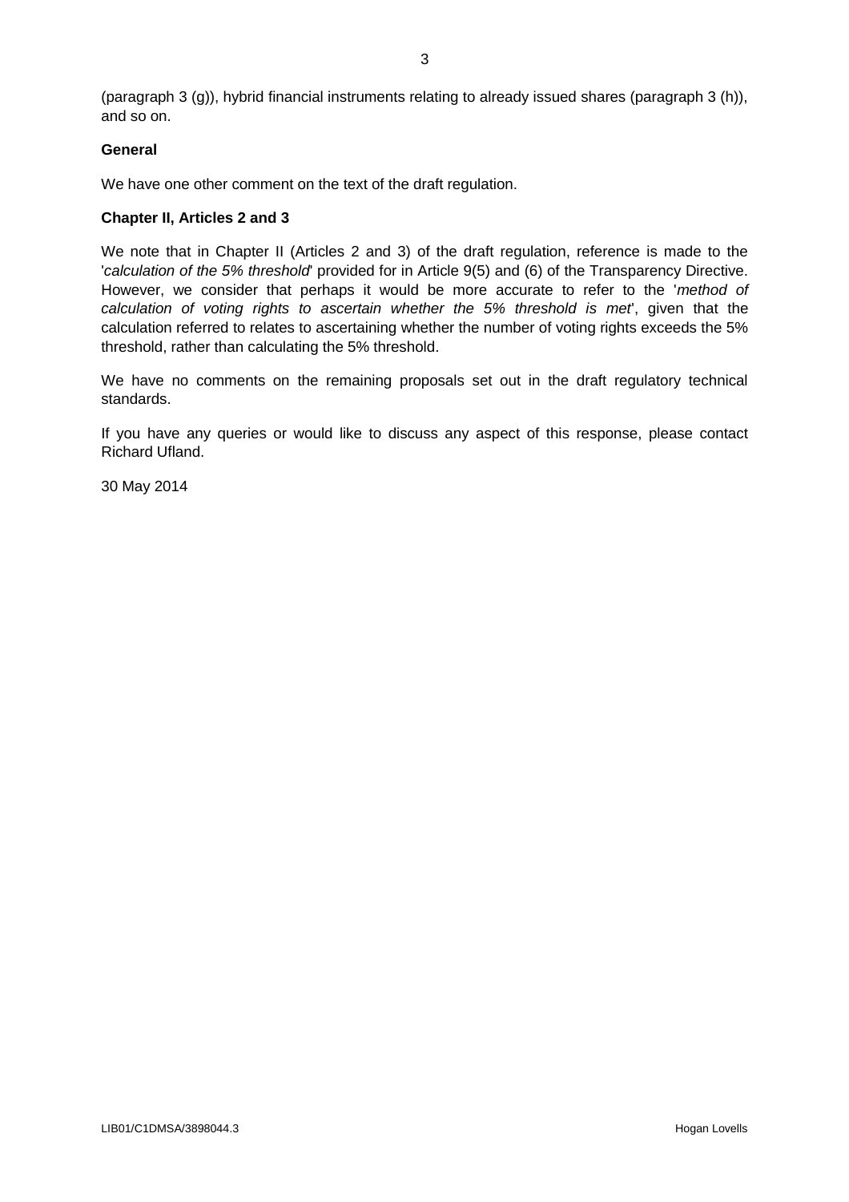(paragraph 3 (g)), hybrid financial instruments relating to already issued shares (paragraph 3 (h)), and so on.

**General**

We have one other comment on the text of the draft regulation.

**Chapter II, Articles 2 and 3**

We note that in Chapter II (Articles 2 and 3) of the draft regulation, reference is made to the '*calculation of the 5% threshold*' provided for in Article 9(5) and (6) of the Transparency Directive. However, we consider that perhaps it would be more accurate to refer to the '*method of calculation of voting rights to ascertain whether the 5% threshold is met*', given that the calculation referred to relates to ascertaining whether the number of voting rights exceeds the 5% threshold, rather than calculating the 5% threshold.

We have no comments on the remaining proposals set out in the draft regulatory technical standards.

If you have any queries or would like to discuss any aspect of this response, please contact Richard Ufland.

30 May 2014